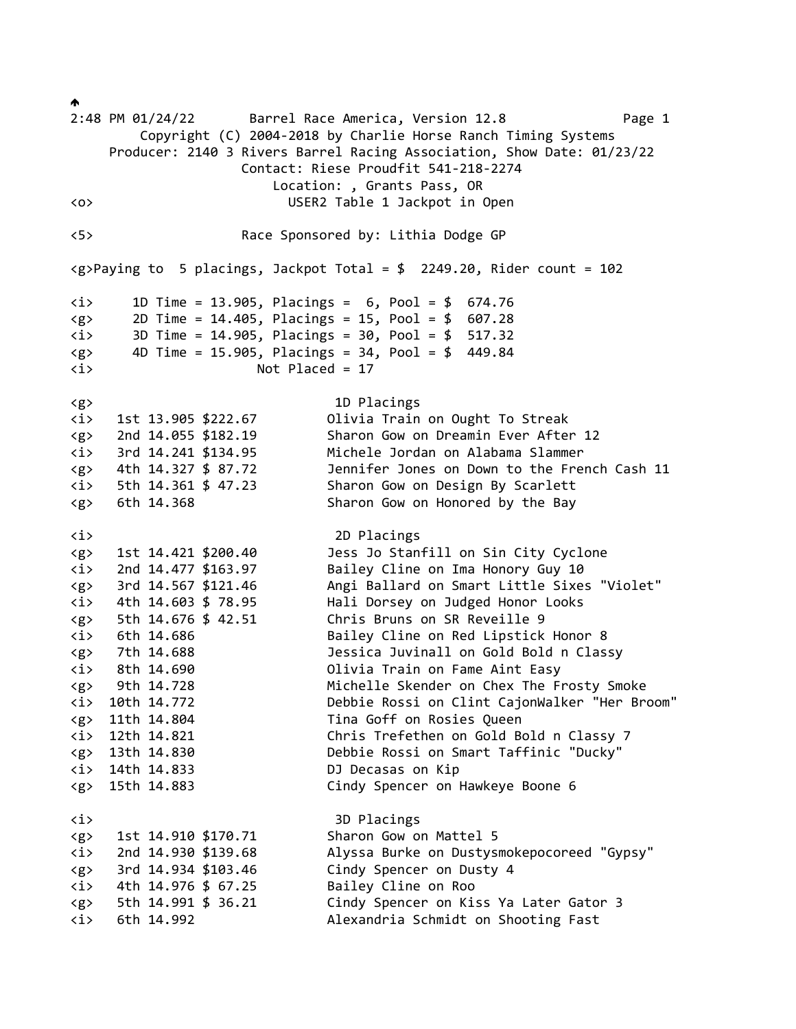2:48 PM 01/24/22 Barrel Race America, Version 12.8

Copyright (C) 2004-2018 by Charlie Horse Ranch Timing Systems

Producer: 2140 3 Rivers Barrel Racing Association, Show Date: 01/23/22

Contact: Riese Proudfit 541-218-2274

Location: , Grants Pass, OR

<o> USER2 Table 1 Jackpot in Open

<5> Race Sponsored by: Lithia Dodge GP

<g>Paying to 5 placings, Jackpot Total = $ 2249.20, Rider count = 102

```
<i>     1D Time = 13.905, Placings =  6, Pool = $  674.76
<g>     2D Time = 14.405, Placings = 15, Pool = $  607.28
<i>     3D Time = 14.905, Placings = 30, Pool = $  517.32
<g>     4D Time = 15.905, Placings = 34, Pool = $  449.84
<i>                       Not Placed = 17
```

<g> 1D Placings

```
<i>   1st 13.905 $222.67        Olivia Train on Ought To Streak
<g>   2nd 14.055 $182.19        Sharon Gow on Dreamin Ever After 12
<i>   3rd 14.241 $134.95        Michele Jordan on Alabama Slammer
<g>   4th 14.327 $ 87.72        Jennifer Jones on Down to the French Cash 11
<i>   5th 14.361 $ 47.23        Sharon Gow on Design By Scarlett
<g>   6th 14.368                Sharon Gow on Honored by the Bay
```

<i> 2D Placings

```
<g>   1st 14.421 $200.40        Jess Jo Stanfill on Sin City Cyclone
<i>   2nd 14.477 $163.97        Bailey Cline on Ima Honory Guy 10
<g>   3rd 14.567 $121.46        Angi Ballard on Smart Little Sixes "Violet"
<i>   4th 14.603 $ 78.95        Hali Dorsey on Judged Honor Looks
<g>   5th 14.676 $ 42.51        Chris Bruns on SR Reveille 9
<i>   6th 14.686                Bailey Cline on Red Lipstick Honor 8
<g>   7th 14.688                Jessica Juvinall on Gold Bold n Classy
<i>   8th 14.690                Olivia Train on Fame Aint Easy
<g>   9th 14.728                Michelle Skender on Chex The Frosty Smoke
<i>  10th 14.772                Debbie Rossi on Clint CajonWalker "Her Broom"
<g>  11th 14.804                Tina Goff on Rosies Queen
<i>  12th 14.821                Chris Trefethen on Gold Bold n Classy 7
<g>  13th 14.830                Debbie Rossi on Smart Taffinic "Ducky"
<i>  14th 14.833                DJ Decasas on Kip
<g>  15th 14.883                Cindy Spencer on Hawkeye Boone 6
```

<i> 3D Placings

```
<g>   1st 14.910 $170.71        Sharon Gow on Mattel 5
<i>   2nd 14.930 $139.68        Alyssa Burke on Dustysmokepocoreed "Gypsy"
<g>   3rd 14.934 $103.46        Cindy Spencer on Dusty 4
<i>   4th 14.976 $ 67.25        Bailey Cline on Roo
<g>   5th 14.991 $ 36.21        Cindy Spencer on Kiss Ya Later Gator 3
<i>   6th 14.992                Alexandria Schmidt on Shooting Fast
```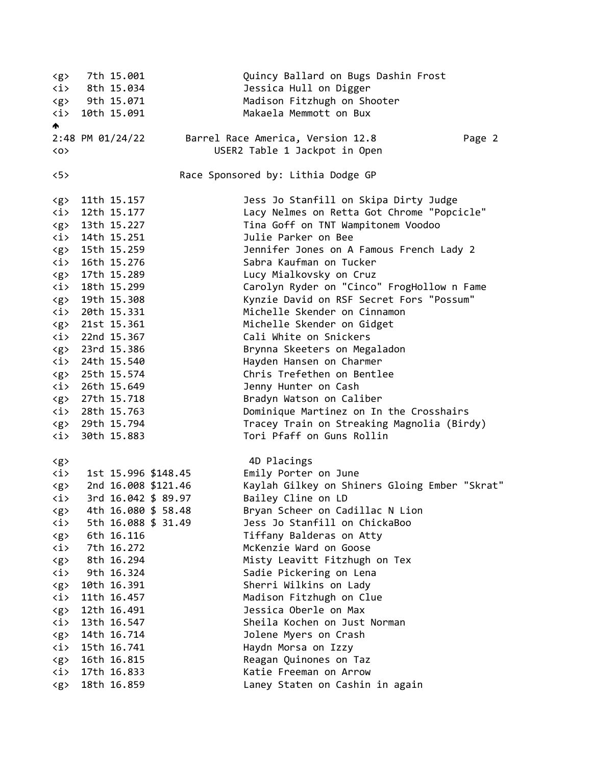| Code | Place | Time | Payout | Rider / Horse |
|---|---|---|---|---|
| <g> | 7th | 15.001 | | Quincy Ballard on Bugs Dashin Frost |
| <i> | 8th | 15.034 | | Jessica Hull on Digger |
| <g> | 9th | 15.071 | | Madison Fitzhugh on Shooter |
| <i> | 10th | 15.091 | | Makaela Memmott on Bux |

2:48 PM 01/24/22 Barrel Race America, Version 12.8

<o> USER2 Table 1 Jackpot in Open

<5> Race Sponsored by: Lithia Dodge GP

| Code | Place | Time | Payout | Rider / Horse |
|---|---|---|---|---|
| <g> | 11th | 15.157 | | Jess Jo Stanfill on Skipa Dirty Judge |
| <i> | 12th | 15.177 | | Lacy Nelmes on Retta Got Chrome "Popcicle" |
| <g> | 13th | 15.227 | | Tina Goff on TNT Wampitonem Voodoo |
| <i> | 14th | 15.251 | | Julie Parker on Bee |
| <g> | 15th | 15.259 | | Jennifer Jones on A Famous French Lady 2 |
| <i> | 16th | 15.276 | | Sabra Kaufman on Tucker |
| <g> | 17th | 15.289 | | Lucy Mialkovsky on Cruz |
| <i> | 18th | 15.299 | | Carolyn Ryder on "Cinco" FrogHollow n Fame |
| <g> | 19th | 15.308 | | Kynzie David on RSF Secret Fors "Possum" |
| <i> | 20th | 15.331 | | Michelle Skender on Cinnamon |
| <g> | 21st | 15.361 | | Michelle Skender on Gidget |
| <i> | 22nd | 15.367 | | Cali White on Snickers |
| <g> | 23rd | 15.386 | | Brynna Skeeters on Megaladon |
| <i> | 24th | 15.540 | | Hayden Hansen on Charmer |
| <g> | 25th | 15.574 | | Chris Trefethen on Bentlee |
| <i> | 26th | 15.649 | | Jenny Hunter on Cash |
| <g> | 27th | 15.718 | | Bradyn Watson on Caliber |
| <i> | 28th | 15.763 | | Dominique Martinez on In the Crosshairs |
| <g> | 29th | 15.794 | | Tracey Train on Streaking Magnolia (Birdy) |
| <i> | 30th | 15.883 | | Tori Pfaff on Guns Rollin |

<g> 4D Placings

| Code | Place | Time | Payout | Rider / Horse |
|---|---|---|---|---|
| <i> | 1st | 15.996 | $148.45 | Emily Porter on June |
| <g> | 2nd | 16.008 | $121.46 | Kaylah Gilkey on Shiners Gloing Ember "Skrat" |
| <i> | 3rd | 16.042 | $ 89.97 | Bailey Cline on LD |
| <g> | 4th | 16.080 | $ 58.48 | Bryan Scheer on Cadillac N Lion |
| <i> | 5th | 16.088 | $ 31.49 | Jess Jo Stanfill on ChickaBoo |
| <g> | 6th | 16.116 | | Tiffany Balderas on Atty |
| <i> | 7th | 16.272 | | McKenzie Ward on Goose |
| <g> | 8th | 16.294 | | Misty Leavitt Fitzhugh on Tex |
| <i> | 9th | 16.324 | | Sadie Pickering on Lena |
| <g> | 10th | 16.391 | | Sherri Wilkins on Lady |
| <i> | 11th | 16.457 | | Madison Fitzhugh on Clue |
| <g> | 12th | 16.491 | | Jessica Oberle on Max |
| <i> | 13th | 16.547 | | Sheila Kochen on Just Norman |
| <g> | 14th | 16.714 | | Jolene Myers on Crash |
| <i> | 15th | 16.741 | | Haydn Morsa on Izzy |
| <g> | 16th | 16.815 | | Reagan Quinones on Taz |
| <i> | 17th | 16.833 | | Katie Freeman on Arrow |
| <g> | 18th | 16.859 | | Laney Staten on Cashin in again |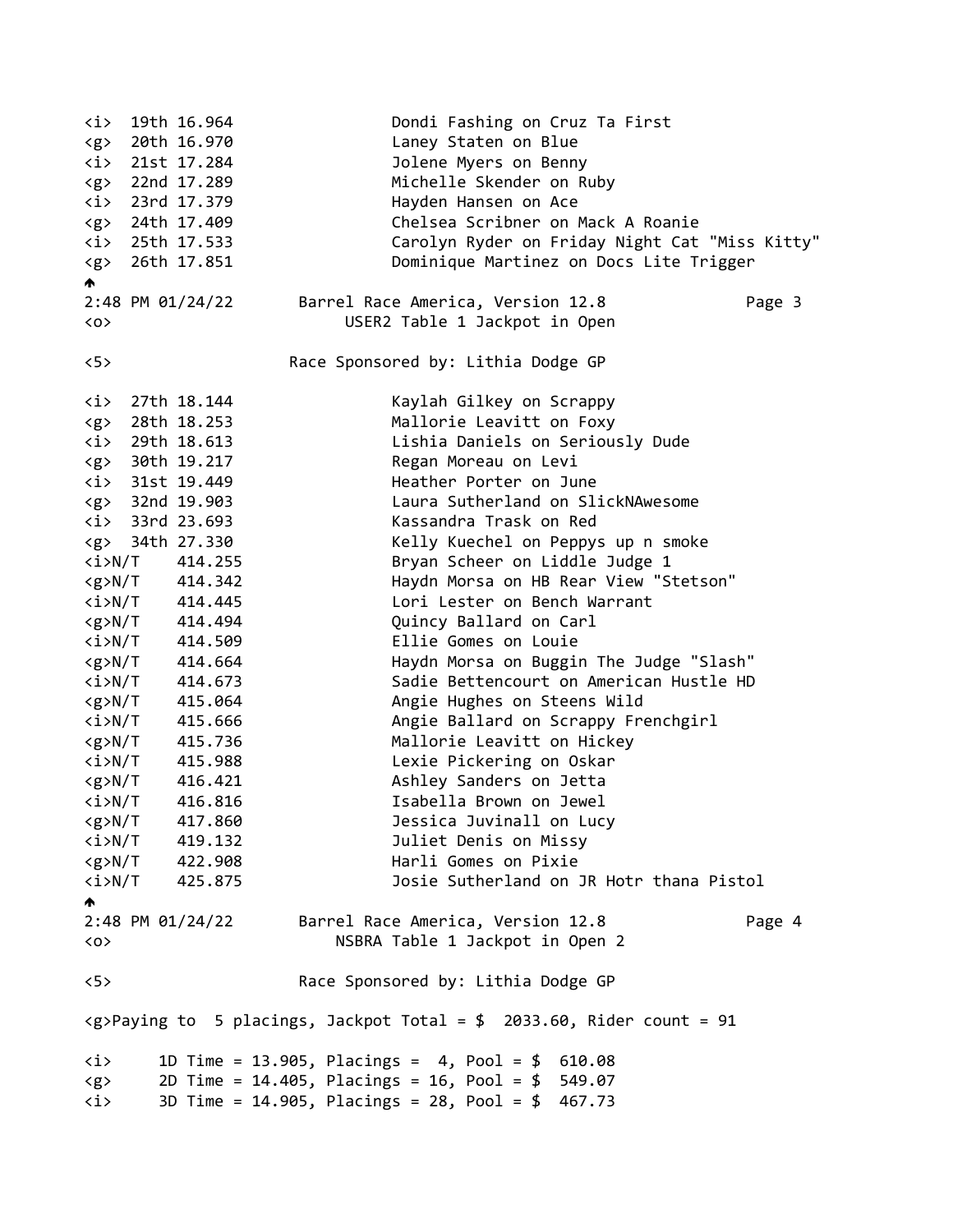```
<i>  19th 16.964               Dondi Fashing on Cruz Ta First
<g>  20th 16.970               Laney Staten on Blue
<i>  21st 17.284               Jolene Myers on Benny
<g>  22nd 17.289               Michelle Skender on Ruby
<i>  23rd 17.379               Hayden Hansen on Ace
<g>  24th 17.409               Chelsea Scribner on Mack A Roanie
<i>  25th 17.533               Carolyn Ryder on Friday Night Cat "Miss Kitty"
<g>  26th 17.851               Dominique Martinez on Docs Lite Trigger
```

## Barrel Race America, Version 12.8

```
<o>                     USER2 Table 1 Jackpot in Open

<5>                  Race Sponsored by: Lithia Dodge GP

<i>  27th 18.144               Kaylah Gilkey on Scrappy
<g>  28th 18.253               Mallorie Leavitt on Foxy
<i>  29th 18.613               Lishia Daniels on Seriously Dude
<g>  30th 19.217               Regan Moreau on Levi
<i>  31st 19.449               Heather Porter on June
<g>  32nd 19.903               Laura Sutherland on SlickNAwesome
<i>  33rd 23.693               Kassandra Trask on Red
<g>  34th 27.330               Kelly Kuechel on Peppys up n smoke
<i>N/T    414.255              Bryan Scheer on Liddle Judge 1
<g>N/T    414.342              Haydn Morsa on HB Rear View "Stetson"
<i>N/T    414.445              Lori Lester on Bench Warrant
<g>N/T    414.494              Quincy Ballard on Carl
<i>N/T    414.509              Ellie Gomes on Louie
<g>N/T    414.664              Haydn Morsa on Buggin The Judge "Slash"
<i>N/T    414.673              Sadie Bettencourt on American Hustle HD
<g>N/T    415.064              Angie Hughes on Steens Wild
<i>N/T    415.666              Angie Ballard on Scrappy Frenchgirl
<g>N/T    415.736              Mallorie Leavitt on Hickey
<i>N/T    415.988              Lexie Pickering on Oskar
<g>N/T    416.421              Ashley Sanders on Jetta
<i>N/T    416.816              Isabella Brown on Jewel
<g>N/T    417.860              Jessica Juvinall on Lucy
<i>N/T    419.132              Juliet Denis on Missy
<g>N/T    422.908              Harli Gomes on Pixie
<i>N/T    425.875              Josie Sutherland on JR Hotr thana Pistol
```

## Barrel Race America, Version 12.8

```
<o>                    NSBRA Table 1 Jackpot in Open 2

<5>                  Race Sponsored by: Lithia Dodge GP

<g>Paying to  5 placings, Jackpot Total = $  2033.60, Rider count = 91

<i>     1D Time = 13.905, Placings =  4, Pool = $  610.08
<g>     2D Time = 14.405, Placings = 16, Pool = $  549.07
<i>     3D Time = 14.905, Placings = 28, Pool = $  467.73
```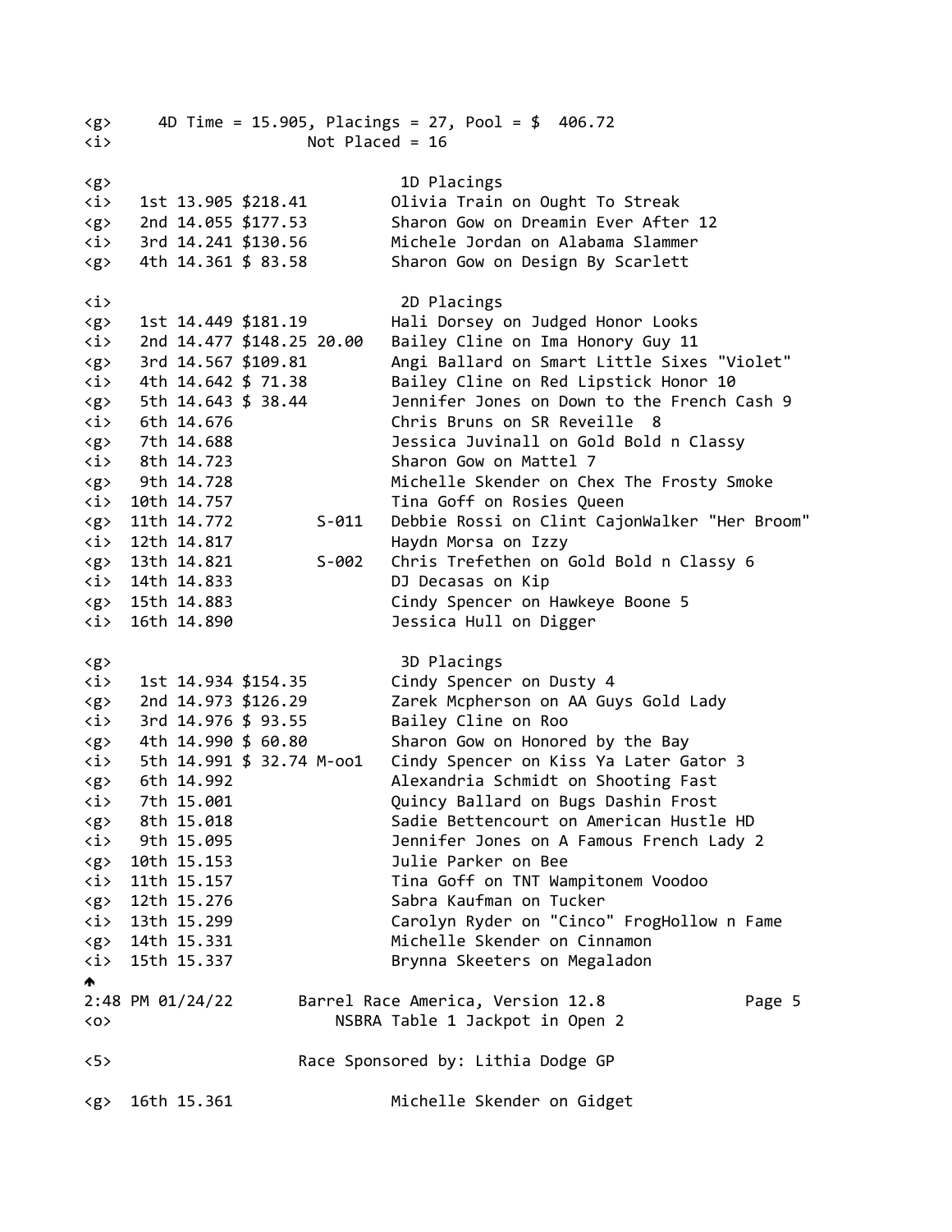4D Time = 15.905, Placings = 27, Pool = $ 406.72
Not Placed = 16

## 1D Placings

| Place | Time | Payout | | Rider / Horse |
|---|---|---|---|---|
| 1st | 13.905 | $218.41 | | Olivia Train on Ought To Streak |
| 2nd | 14.055 | $177.53 | | Sharon Gow on Dreamin Ever After 12 |
| 3rd | 14.241 | $130.56 | | Michele Jordan on Alabama Slammer |
| 4th | 14.361 | $ 83.58 | | Sharon Gow on Design By Scarlett |

## 2D Placings

| Place | Time | Payout | | Rider / Horse |
|---|---|---|---|---|
| 1st | 14.449 | $181.19 | | Hali Dorsey on Judged Honor Looks |
| 2nd | 14.477 | $148.25 | 20.00 | Bailey Cline on Ima Honory Guy 11 |
| 3rd | 14.567 | $109.81 | | Angi Ballard on Smart Little Sixes "Violet" |
| 4th | 14.642 | $ 71.38 | | Bailey Cline on Red Lipstick Honor 10 |
| 5th | 14.643 | $ 38.44 | | Jennifer Jones on Down to the French Cash 9 |
| 6th | 14.676 | | | Chris Bruns on SR Reveille 8 |
| 7th | 14.688 | | | Jessica Juvinall on Gold Bold n Classy |
| 8th | 14.723 | | | Sharon Gow on Mattel 7 |
| 9th | 14.728 | | | Michelle Skender on Chex The Frosty Smoke |
| 10th | 14.757 | | | Tina Goff on Rosies Queen |
| 11th | 14.772 | | S-011 | Debbie Rossi on Clint CajonWalker "Her Broom" |
| 12th | 14.817 | | | Haydn Morsa on Izzy |
| 13th | 14.821 | | S-002 | Chris Trefethen on Gold Bold n Classy 6 |
| 14th | 14.833 | | | DJ Decasas on Kip |
| 15th | 14.883 | | | Cindy Spencer on Hawkeye Boone 5 |
| 16th | 14.890 | | | Jessica Hull on Digger |

## 3D Placings

| Place | Time | Payout | | Rider / Horse |
|---|---|---|---|---|
| 1st | 14.934 | $154.35 | | Cindy Spencer on Dusty 4 |
| 2nd | 14.973 | $126.29 | | Zarek Mcpherson on AA Guys Gold Lady |
| 3rd | 14.976 | $ 93.55 | | Bailey Cline on Roo |
| 4th | 14.990 | $ 60.80 | | Sharon Gow on Honored by the Bay |
| 5th | 14.991 | $ 32.74 | M-oo1 | Cindy Spencer on Kiss Ya Later Gator 3 |
| 6th | 14.992 | | | Alexandria Schmidt on Shooting Fast |
| 7th | 15.001 | | | Quincy Ballard on Bugs Dashin Frost |
| 8th | 15.018 | | | Sadie Bettencourt on American Hustle HD |
| 9th | 15.095 | | | Jennifer Jones on A Famous French Lady 2 |
| 10th | 15.153 | | | Julie Parker on Bee |
| 11th | 15.157 | | | Tina Goff on TNT Wampitonem Voodoo |
| 12th | 15.276 | | | Sabra Kaufman on Tucker |
| 13th | 15.299 | | | Carolyn Ryder on "Cinco" FrogHollow n Fame |
| 14th | 15.331 | | | Michelle Skender on Cinnamon |
| 15th | 15.337 | | | Brynna Skeeters on Megaladon |

2:48 PM 01/24/22 Barrel Race America, Version 12.8

NSBRA Table 1 Jackpot in Open 2

Race Sponsored by: Lithia Dodge GP

| Place | Time | Payout | | Rider / Horse |
|---|---|---|---|---|
| 16th | 15.361 | | | Michelle Skender on Gidget |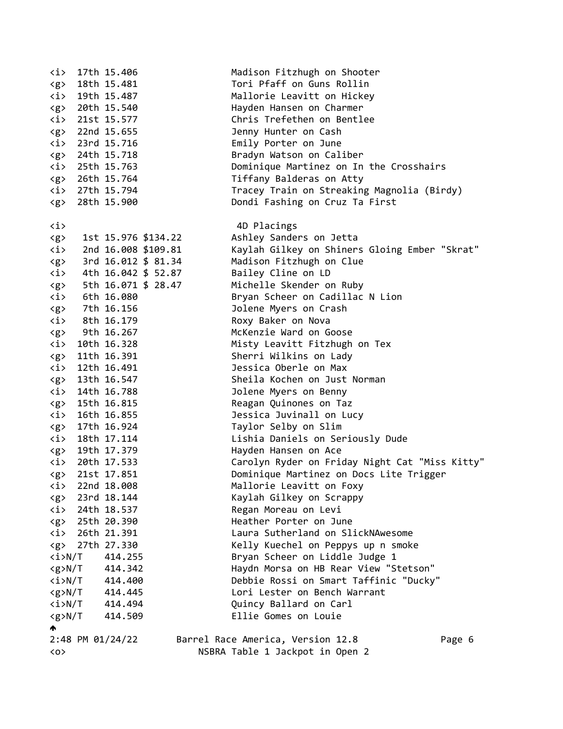```
<i>  17th 15.406                Madison Fitzhugh on Shooter
<g>  18th 15.481                Tori Pfaff on Guns Rollin
<i>  19th 15.487                Mallorie Leavitt on Hickey
<g>  20th 15.540                Hayden Hansen on Charmer
<i>  21st 15.577                Chris Trefethen on Bentlee
<g>  22nd 15.655                Jenny Hunter on Cash
<i>  23rd 15.716                Emily Porter on June
<g>  24th 15.718                Bradyn Watson on Caliber
<i>  25th 15.763                Dominique Martinez on In the Crosshairs
<g>  26th 15.764                Tiffany Balderas on Atty
<i>  27th 15.794                Tracey Train on Streaking Magnolia (Birdy)
<g>  28th 15.900                Dondi Fashing on Cruz Ta First

<i>                              4D Placings
<g>   1st 16.976 $134.22        Ashley Sanders on Jetta
<i>   2nd 16.008 $109.81        Kaylah Gilkey on Shiners Gloing Ember "Skrat"
<g>   3rd 16.012 $ 81.34        Madison Fitzhugh on Clue
<i>   4th 16.042 $ 52.87        Bailey Cline on LD
<g>   5th 16.071 $ 28.47        Michelle Skender on Ruby
<i>   6th 16.080                Bryan Scheer on Cadillac N Lion
<g>   7th 16.156                Jolene Myers on Crash
<i>   8th 16.179                Roxy Baker on Nova
<g>   9th 16.267                McKenzie Ward on Goose
<i>  10th 16.328                Misty Leavitt Fitzhugh on Tex
<g>  11th 16.391                Sherri Wilkins on Lady
<i>  12th 16.491                Jessica Oberle on Max
<g>  13th 16.547                Sheila Kochen on Just Norman
<i>  14th 16.788                Jolene Myers on Benny
<g>  15th 16.815                Reagan Quinones on Taz
<i>  16th 16.855                Jessica Juvinall on Lucy
<g>  17th 16.924                Taylor Selby on Slim
<i>  18th 17.114                Lishia Daniels on Seriously Dude
<g>  19th 17.379                Hayden Hansen on Ace
<i>  20th 17.533                Carolyn Ryder on Friday Night Cat "Miss Kitty"
<g>  21st 17.851                Dominique Martinez on Docs Lite Trigger
<i>  22nd 18.008                Mallorie Leavitt on Foxy
<g>  23rd 18.144                Kaylah Gilkey on Scrappy
<i>  24th 18.537                Regan Moreau on Levi
<g>  25th 20.390                Heather Porter on June
<i>  26th 21.391                Laura Sutherland on SlickNAwesome
<g>  27th 27.330                Kelly Kuechel on Peppys up n smoke
<i>N/T    414.255               Bryan Scheer on Liddle Judge 1
<g>N/T    414.342               Haydn Morsa on HB Rear View "Stetson"
<i>N/T    414.400               Debbie Rossi on Smart Taffinic "Ducky"
<g>N/T    414.445               Lori Lester on Bench Warrant
<i>N/T    414.494               Quincy Ballard on Carl
<g>N/T    414.509               Ellie Gomes on Louie
```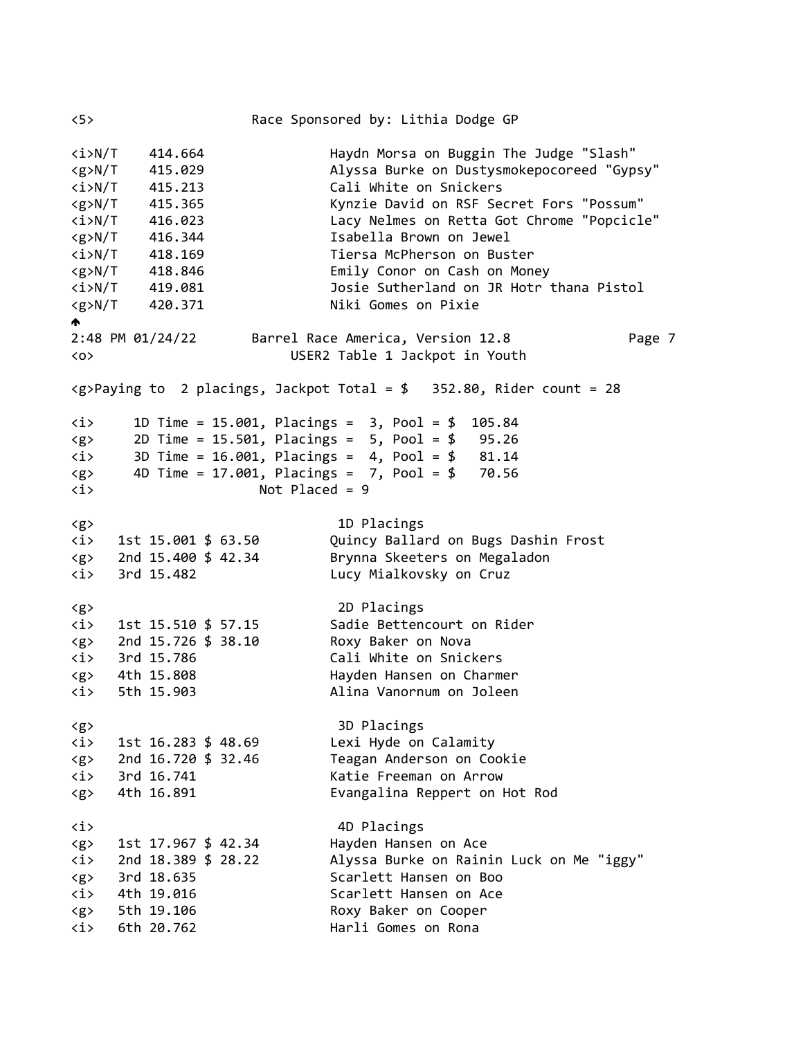<5> Race Sponsored by: Lithia Dodge GP

```
<i>N/T    414.664              Haydn Morsa on Buggin The Judge "Slash"
<g>N/T    415.029              Alyssa Burke on Dustysmokepocoreed "Gypsy"
<i>N/T    415.213              Cali White on Snickers
<g>N/T    415.365              Kynzie David on RSF Secret Fors "Possum"
<i>N/T    416.023              Lacy Nelmes on Retta Got Chrome "Popcicle"
<g>N/T    416.344              Isabella Brown on Jewel
<i>N/T    418.169              Tiersa McPherson on Buster
<g>N/T    418.846              Emily Conor on Cash on Money
<i>N/T    419.081              Josie Sutherland on JR Hotr thana Pistol
<g>N/T    420.371              Niki Gomes on Pixie
```

2:48 PM 01/24/22 Barrel Race America, Version 12.8

<o> USER2 Table 1 Jackpot in Youth

<g>Paying to 2 placings, Jackpot Total = $ 352.80, Rider count = 28

```
<i>     1D Time = 15.001, Placings =  3, Pool = $  105.84
<g>     2D Time = 15.501, Placings =  5, Pool = $   95.26
<i>     3D Time = 16.001, Placings =  4, Pool = $   81.14
<g>     4D Time = 17.001, Placings =  7, Pool = $   70.56
<i>                    Not Placed = 9
```

```
<g>                              1D Placings
<i>   1st 15.001 $ 63.50        Quincy Ballard on Bugs Dashin Frost
<g>   2nd 15.400 $ 42.34        Brynna Skeeters on Megaladon
<i>   3rd 15.482                Lucy Mialkovsky on Cruz

<g>                              2D Placings
<i>   1st 15.510 $ 57.15        Sadie Bettencourt on Rider
<g>   2nd 15.726 $ 38.10        Roxy Baker on Nova
<i>   3rd 15.786                Cali White on Snickers
<g>   4th 15.808                Hayden Hansen on Charmer
<i>   5th 15.903                Alina Vanornum on Joleen

<g>                              3D Placings
<i>   1st 16.283 $ 48.69        Lexi Hyde on Calamity
<g>   2nd 16.720 $ 32.46        Teagan Anderson on Cookie
<i>   3rd 16.741                Katie Freeman on Arrow
<g>   4th 16.891                Evangalina Reppert on Hot Rod

<i>                              4D Placings
<g>   1st 17.967 $ 42.34        Hayden Hansen on Ace
<i>   2nd 18.389 $ 28.22        Alyssa Burke on Rainin Luck on Me "iggy"
<g>   3rd 18.635                Scarlett Hansen on Boo
<i>   4th 19.016                Scarlett Hansen on Ace
<g>   5th 19.106                Roxy Baker on Cooper
<i>   6th 20.762                Harli Gomes on Rona
```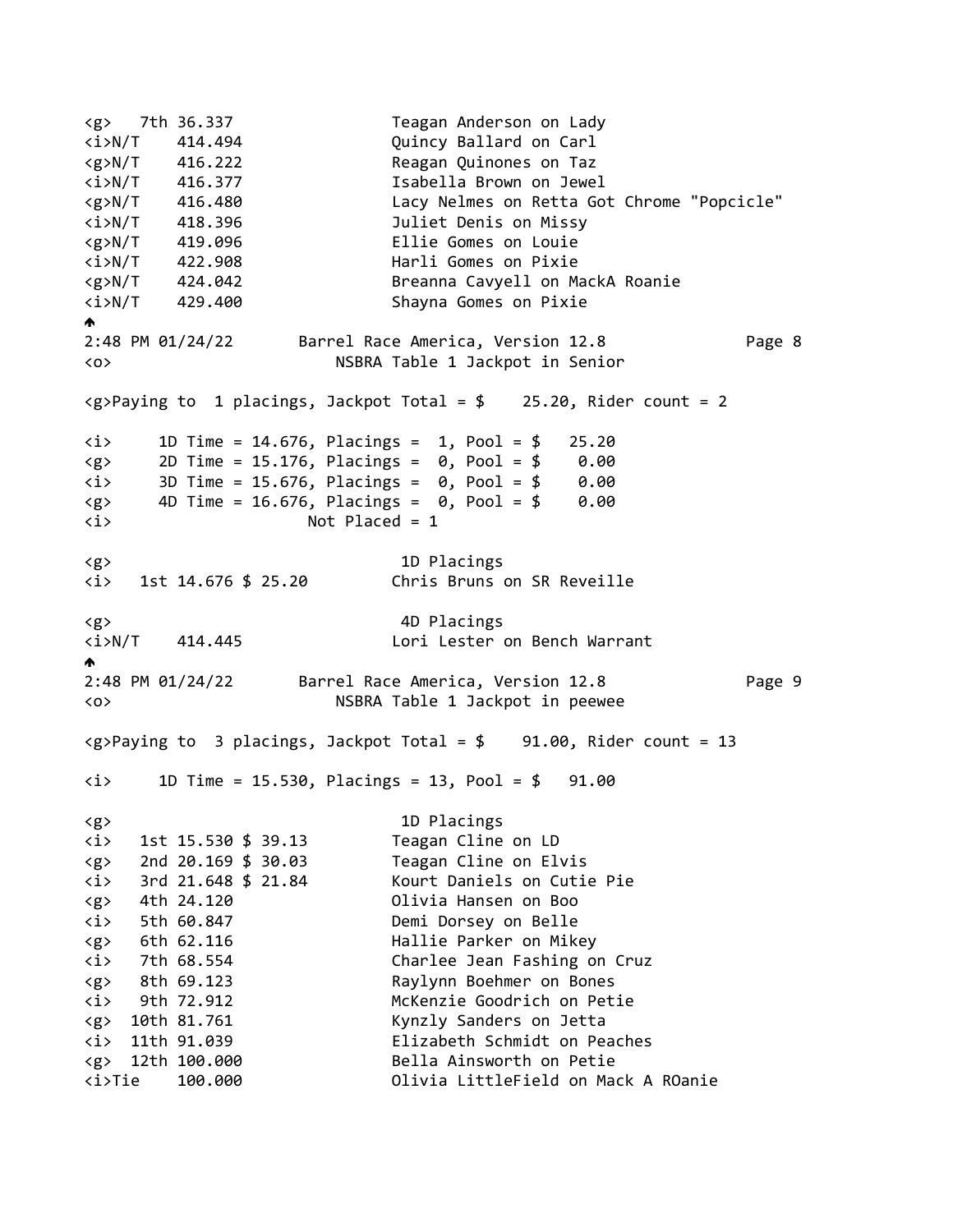```
<g>   7th 36.337                Teagan Anderson on Lady
<i>N/T    414.494               Quincy Ballard on Carl
<g>N/T    416.222               Reagan Quinones on Taz
<i>N/T    416.377               Isabella Brown on Jewel
<g>N/T    416.480               Lacy Nelmes on Retta Got Chrome "Popcicle"
<i>N/T    418.396               Juliet Denis on Missy
<g>N/T    419.096               Ellie Gomes on Louie
<i>N/T    422.908               Harli Gomes on Pixie
<g>N/T    424.042               Breanna Cavyell on MackA Roanie
<i>N/T    429.400               Shayna Gomes on Pixie
```

2:48 PM 01/24/22       Barrel Race America, Version 12.8              Page 8

```
<o>                        NSBRA Table 1 Jackpot in Senior

<g>Paying to  1 placings, Jackpot Total = $    25.20, Rider count = 2

<i>     1D Time = 14.676, Placings =  1, Pool = $   25.20
<g>     2D Time = 15.176, Placings =  0, Pool = $    0.00
<i>     3D Time = 15.676, Placings =  0, Pool = $    0.00
<g>     4D Time = 16.676, Placings =  0, Pool = $    0.00
<i>                    Not Placed = 1

<g>                              1D Placings
<i>   1st 14.676 $ 25.20        Chris Bruns on SR Reveille

<g>                              4D Placings
<i>N/T    414.445               Lori Lester on Bench Warrant
```

2:48 PM 01/24/22       Barrel Race America, Version 12.8              Page 9

```
<o>                        NSBRA Table 1 Jackpot in peewee

<g>Paying to  3 placings, Jackpot Total = $    91.00, Rider count = 13

<i>     1D Time = 15.530, Placings = 13, Pool = $   91.00

<g>                              1D Placings
<i>   1st 15.530 $ 39.13        Teagan Cline on LD
<g>   2nd 20.169 $ 30.03        Teagan Cline on Elvis
<i>   3rd 21.648 $ 21.84        Kourt Daniels on Cutie Pie
<g>   4th 24.120                Olivia Hansen on Boo
<i>   5th 60.847                Demi Dorsey on Belle
<g>   6th 62.116                Hallie Parker on Mikey
<i>   7th 68.554                Charlee Jean Fashing on Cruz
<g>   8th 69.123                Raylynn Boehmer on Bones
<i>   9th 72.912                McKenzie Goodrich on Petie
<g>  10th 81.761                Kynzly Sanders on Jetta
<i>  11th 91.039                Elizabeth Schmidt on Peaches
<g>  12th 100.000               Bella Ainsworth on Petie
<i>Tie    100.000               Olivia LittleField on Mack A ROanie
```